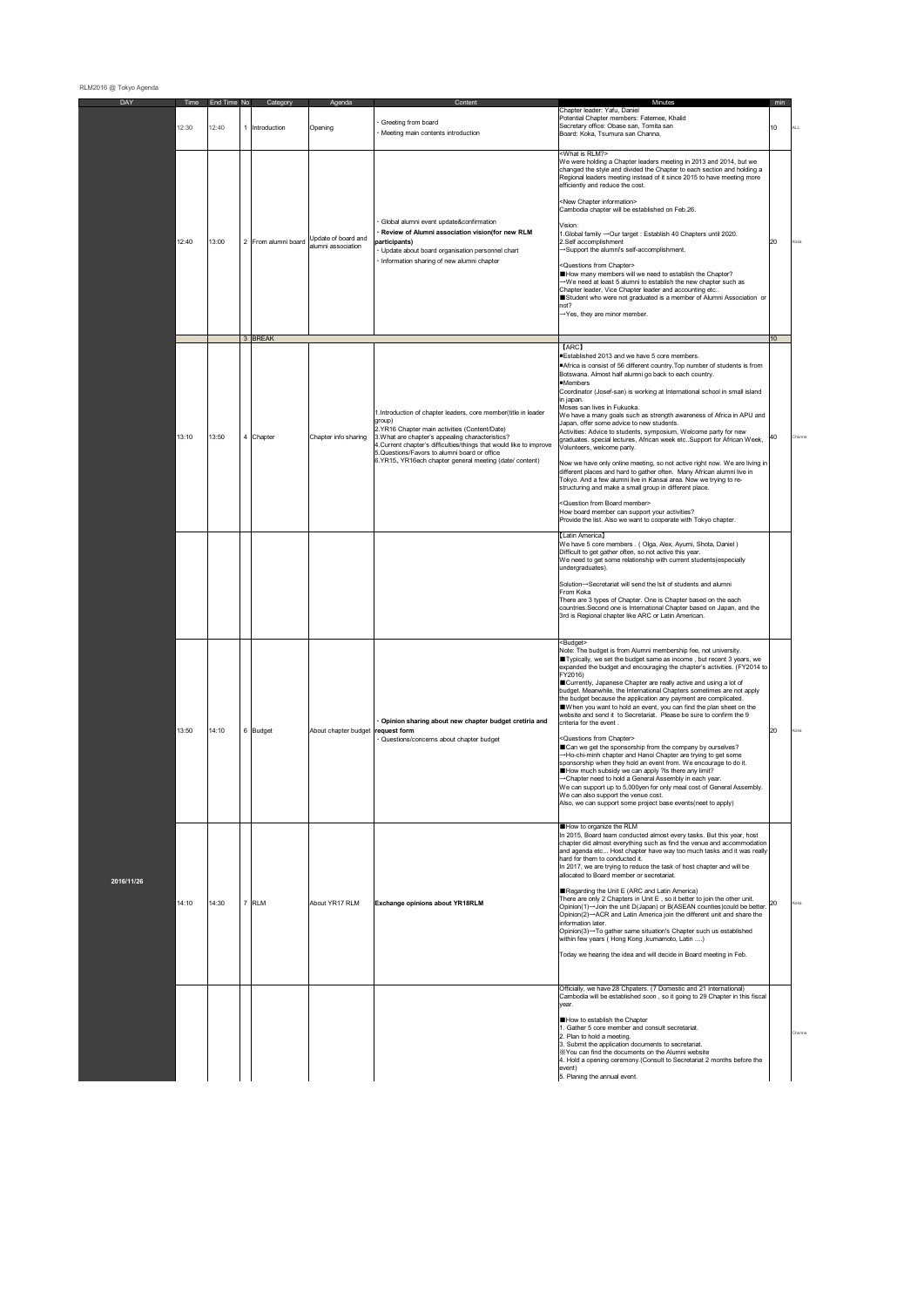RLM2016 @ Tokyo Agenda

| DAY | Time | End Time | No | Category | Agenda | Content | Minutes | min | |
|---|---|---|---|---|---|---|---|---|---|
| 2016/11/26 | 12:30 | 12:40 | 1 | Introduction | Opening | ・Greeting from board<br>・Meeting main contents introduction | Chapter leader: Yafu, Daniel<br>Potential Chapter members: Fatemee, Khalid<br>Secretary office: Obase san, Tomita san<br>Board: Koka, Tsumura san Channa, | 10 | ALL |
| | 12:40 | 13:00 | 2 | From alumni board | Update of board and alumni association | ・Global alumni event update&confirmation<br>・**Review of Alumni association vision(for new RLM participants)**<br>・Update about board organisation personnel chart<br>・Information sharing of new alumni chapter | <What is RLM?><br>We were holding a Chapter leaders meeting in 2013 and 2014, but we changed the style and divided the Chapter to each section and holding a Regional leaders meeting instead of it since 2015 to have meeting more efficiently and reduce the cost.<br><br><New Chapter information><br>Cambodia chapter will be established on Feb.26.<br><br>Vision:<br>1.Global family →Our target : Establish 40 Chapters until 2020.<br>2.Self accomplishment<br>→Support the alumni's self-accomplishment.<br><br><Questions from Chapter><br>■How many members will we need to establish the Chapter?<br>→We need at least 5 alumni to establish the new chapter such as Chapter leader, Vice Chapter leader and accounting etc..<br>■Student who were not graduated is a member of Alumni Association or not?<br>→Yes, they are minor member. | 20 | Koka |
| | | | 3 | BREAK | | | | 10 | |
| | 13:10 | 13:50 | 4 | Chapter | Chapter info sharing | 1.Introduction of chapter leaders, core member(title in leader group)<br>2.YR16 Chapter main activities (Content/Date)<br>3.What are chapter's appealing characteristics?<br>4.Current chapter's difficulties/things that would like to improve<br>5.Questions/Favors to alumni board or office<br>6.YR15, YR16each chapter general meeting (date/ content) | 【ARC】<br>■Established 2013 and we have 5 core members.<br>■Africa is consist of 56 different country.Top number of students is from Botswana. Almost half alumni go back to each country.<br>■Members<br>Coordinator (Josef-san) is working at International school in small island in japan.<br>Moses san lives in Fukuoka.<br>We have a many goals such as strength awareness of Africa in APU and Japan, offer some advice to new students.<br>Activities: Advice to students, symposium, Welcome party for new graduates. special lectures, African week etc..Support for African Week, Volunteers, welcome party.<br><br>Now we have only online meeting, so not active right now. We are living in different places and hard to gather often. Many African alumni live in Tokyo. And a few alumni live in Kansai area. Now we trying to re-structuring and make a small group in different place.<br><br><Question from Board member><br>How board member can support your activities?<br>Provide the list. Also we want to cooperate with Tokyo chapter. | 40 | Channa |
| | | | | | | | 【Latin America】<br>We have 5 core members . ( Olga, Alex, Ayumi, Shota, Daniel )<br>Difficult to get gather often, so not active this year.<br>We need to get some relationship with current students(especially undergraduates).<br><br>Solution→Secretariat will send the lsit of students and alumni<br>From Koka<br>There are 3 types of Chapter. One is Chapter based on the each countries.Second one is International Chapter based on Japan, and the 3rd is Regional chapter like ARC or Latin American. | | |
| | 13:50 | 14:10 | 6 | Budget | About chapter budget | ・**Opinion sharing about new chapter budget cretiria and request form**<br>・Questions/concerns about chapter budget | <Budget><br>Note: The budget is from Alumni membership fee, not university.<br>■Typically, we set the budget same as income , but recent 3 years, we expanded the budget and encouraging the chapter's activities. (FY2014 to FY2016)<br>■Currently, Japanese Chapter are really active and using a lot of budget. Meanwhile, the International Chapters sometimes are not apply the budget because the application any payment are complicated.<br>■When you want to hold an event, you can find the plan sheet on the website and send it to Secretariat. Please be sure to confirm the 9 criteria for the event .<br><br><Questions from Chapter><br>■Can we get the sponsorship from the company by ourselves?<br>→Ho-chi-minh chapter and Hanoi Chapter are trying to get some sponsorship when they hold an event from. We encourage to do it.<br>■How much subsidy we can apply ?Is there any limit?<br>→Chapter need to hold a General Assembly in each year.<br>We can support up to 5,000yen for only meal cost of General Assembly.<br>We can also support the venue cost.<br>Also, we can support some project base events(neet to apply) | 20 | Koka |
| | 14:10 | 14:30 | 7 | RLM | About YR17 RLM | **Exchange opinions about YR18RLM** | ■How to organize the RLM<br>In 2015, Board team conducted almost every tasks. But this year, host chapter did almost everything such as find the venue and accommodation and agenda etc... Host chapter have way too much tasks and it was really hard for them to conducted it.<br>In 2017, we are trying to reduce the task of host chapter and will be allocated to Board member or secretariat.<br><br>■Regarding the Unit E (ARC and Latin America)<br>There are only 2 Chapters in Unit E , so it better to join the other unit.<br>Opinion(1)→Join the unit D(Japan) or B(ASEAN counties)could be better.<br>Opinion(2)→ACR and Latin America join the different unit and share the information later.<br>Opinion(3)→To gather same situation's Chapter such us established within few years ( Hong Kong ,kumamoto, Latin ....)<br><br>Today we hearing the idea and will decide in Board meeting in Feb. | 20 | Koka |
| | | | | | | | Officially, we have 28 Chpaters. (7 Domestic and 21 International)<br>Cambodia will be established soon , so it going to 29 Chapter in this fiscal year.<br><br>■How to establish the Chapter<br>1. Gather 5 core member and consult secretariat.<br>2. Plan to hold a meeting.<br>3. Submit the application documents to secretariat.<br>※You can find the documents on the Alumni website<br>4. Hold a opening ceremony.(Consult to Secretariat 2 months before the event)<br>5. Planing the annual event. | | Channa |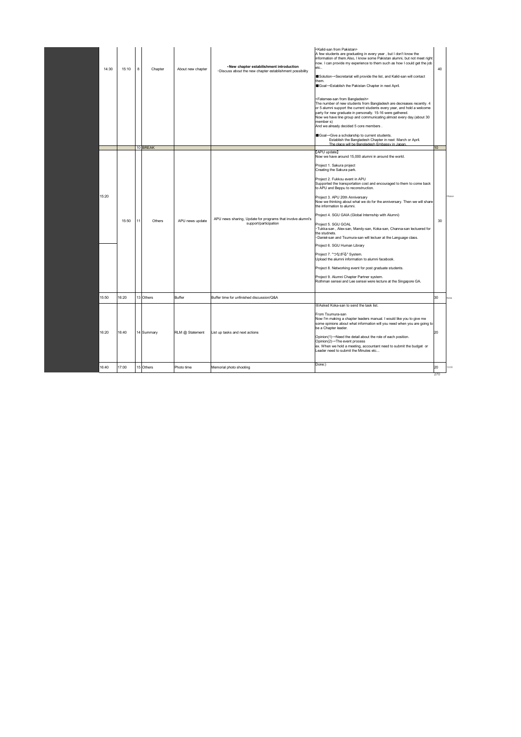| | | | | | | | | |
|---|---|---|---|---|---|---|---|---|
| 14:30 | 15:10 | 8 | Chapter | About new chapter | ・New chapter estabilishment introduction<br>・Discuss about the new chapter establishment possibility | <Kalid-san from Pakistan><br>A few students are graduating in every year , but I don't know the information of them.Also, I know some Pakistan alumni, but not meet right now. I can provide my experience to them such as how I could get the job etc..<br>■Solution→Secretariat will provide the list, and Kalid-san will contact them.<br>■Goal→Establish the Pakistan Chapter in next April.<br><br><Fatemee-san from Bangladesh><br>The number of new students from Bangladesh are decreases recently. 4 or 5 alumni support the current students every year, and hold a welcome party for new graduate in personally. 15-16 were gathered.<br>Now we have line group and communicating almost every day.(about 30 member s)<br>And we already decided 5 core members .<br>■Goal→Give a scholarship to current students.<br>Establish the Bangladesh Chapter in next March or April.<br>The place will be Bangladesh Embassy in Japan. | 40 | |
| | | 10 | BREAK | | | | 10 | |
| 15:20 | 15:50 | 11 | Others | APU news update | APU news sharing, Update for programs that involve alumni's support/participation | 【APU update】<br>Now we have around 15,000 alumni in around the world.<br>Project 1. Sakura project<br>Creating the Sakura park.<br>Project 2. Fukkou event in APU<br>Supported the transportation cost and encouraged to them to come back to APU and Beppu to reconstruction.<br>Project 3. APU 20th Anniversary<br>Now we thinking about what we do for the anniversary. Then we will share the information to alumni.<br>Project 4. SGU GAIA (Global Internship with Alumni)<br>Project 5. SGU GOAL<br>・Tukka-san , Alex-san, Mandy-san, Koka-san, Channa-san lectuered for the studnets.<br>・Daniel-san and Tsumura-san will lectuer at the Language class.<br>Project 6. SGU Human Library<br>Project 7. "つながる" System.<br>Upload the alumni information to alumni facebook.<br>Project 8. Networking event for post graduate students.<br>Project 9. Alumni Chapter Partner system.<br>Rothman sensei and Lee sensei were lecture at the Singapore GA. | 30 | Obase |
| 15:50 | 16:20 | 13 | Others | Buffer | Buffer time for unfinished discussion/Q&A | | 30 | Koka |
| 16:20 | 16:40 | 14 | Summary | RLM @ Statement | List up tasks and next actions | ※Asked Koka-san to send the task list.<br>From Tsumura-san<br>Now I'm making a chapter leaders manual. I would like you to give me some opinions about what information will you need when you are going to be a Chapter leader.<br>Opinion(1)→Need the detail about the role of each position.<br>Opinion(2)→The event process<br>ex. When we hold a meeting, accountant need to submit the budget or Leader need to submit the Minutes etc... | 20 | |
| 16:40 | 17:00 | 15 | Others | Photo time | Memorial photo shooting | Done:) | 20 | 13:00 |
| | | | | | | | 270 | |